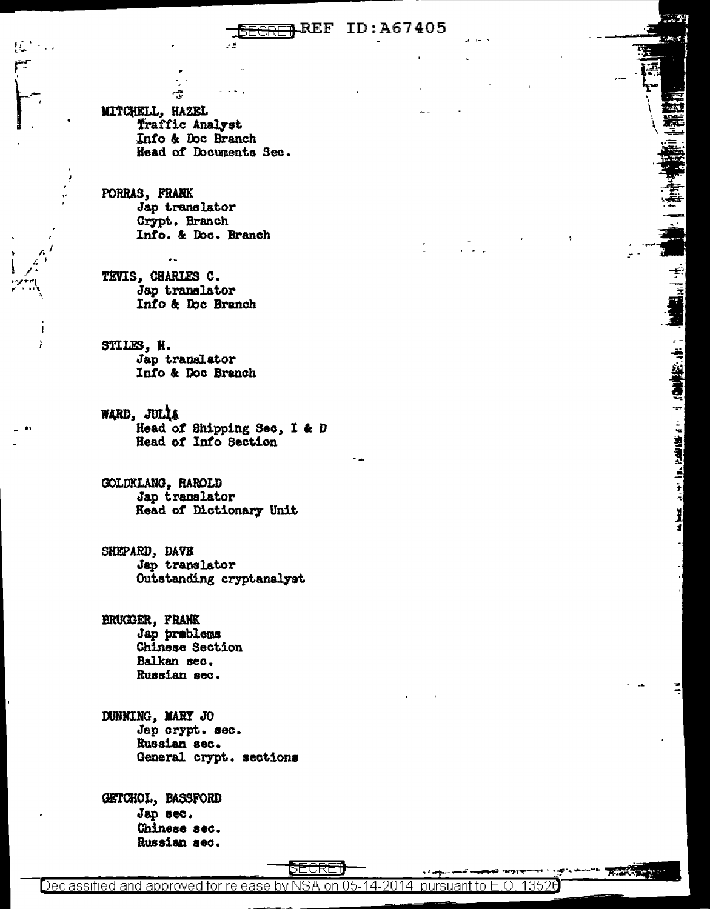MITCHELL, HAZEL
Traffic Analyst
Info & Doc Branch
Head of Documents Sec.

PORRAS, FRANK
Jap translator
Crypt. Branch
Info. & Doc. Branch

TEVIS, CHARLES C.
Jap translator
Info & Doc Branch

STILES, H.
Jap translator
Info & Doc Branch

WARD, JULIA
Head of Shipping Sec, I & D
Head of Info Section

GOLDKLANG, HAROLD
Jap translator
Head of Dictionary Unit

SHEPARD, DAVE
Jap translator
Outstanding cryptanalyst

BRUGGER, FRANK
Jap problems
Chinese Section
Balkan sec.
Russian sec.

DUNNING, MARY JO
Jap crypt. sec.
Russian sec.
General crypt. sections

GETCHOL, BASSFORD
Jap sec.
Chinese sec.
Russian sec.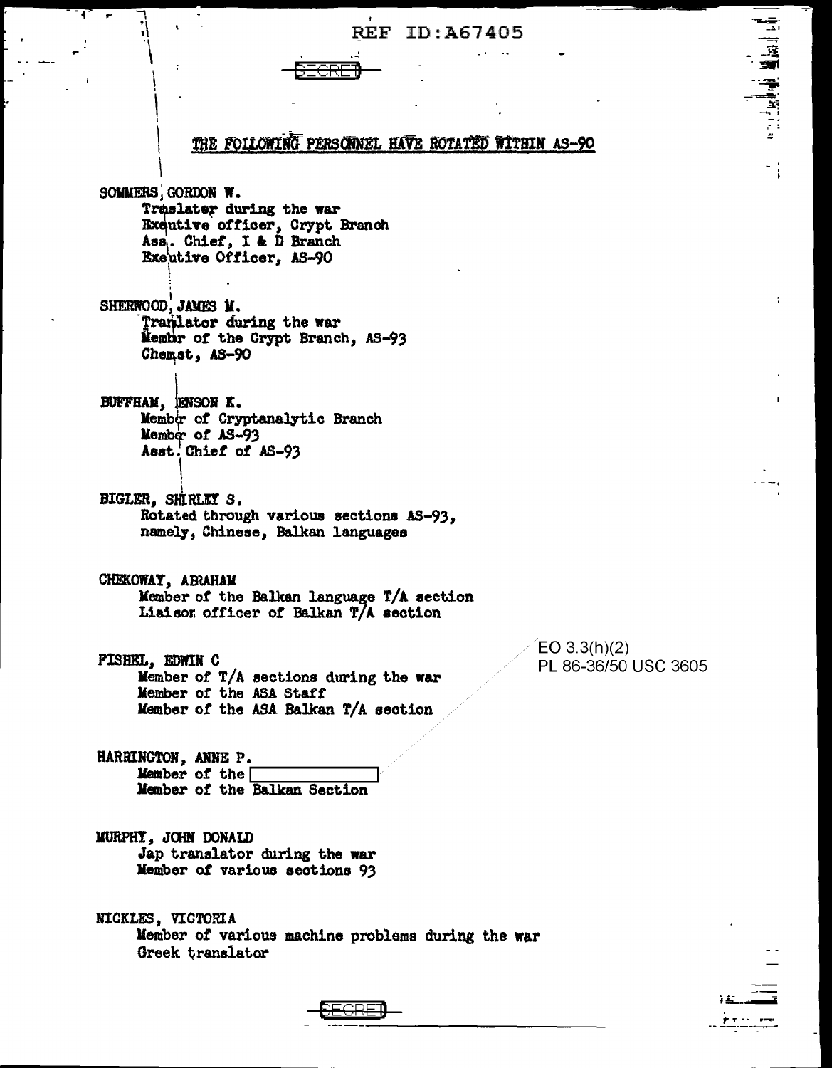REF ID:A67405

SECRET

## THE FOLLOWING PERSONNEL HAVE ROTATED WITHIN AS-90

SOMMERS, GORDON W.
Traslater during the war
Exeutive officer, Crypt Branch
Ass. Chief, I & D Branch
Exeutive Officer, AS-90

SHERWOOD, JAMES M.
Tranlator during the war
Membr of the Crypt Branch, AS-93
Chemst, AS-90

BUFFHAM, BENSON K.
Membr of Cryptanalytic Branch
Membr of AS-93
Asst. Chief of AS-93

BIGLER, SHIRLEY S.
Rotated through various sections AS-93,
namely, Chinese, Balkan languages

CHEKOWAY, ABRAHAM
Member of the Balkan language T/A section
Liaison officer of Balkan T/A section

FISHEL, EDWIN C
Member of T/A sections during the war
Member of the ASA Staff
Member of the ASA Balkan T/A section

EO 3.3(h)(2)
PL 86-36/50 USC 3605

HARRINGTON, ANNE P.
Member of the [REDACTED]
Member of the Balkan Section

MURPHY, JOHN DONALD
Jap translator during the war
Member of various sections 93

NICKLES, VICTORIA
Member of various machine problems during the war
Greek translator

SECRET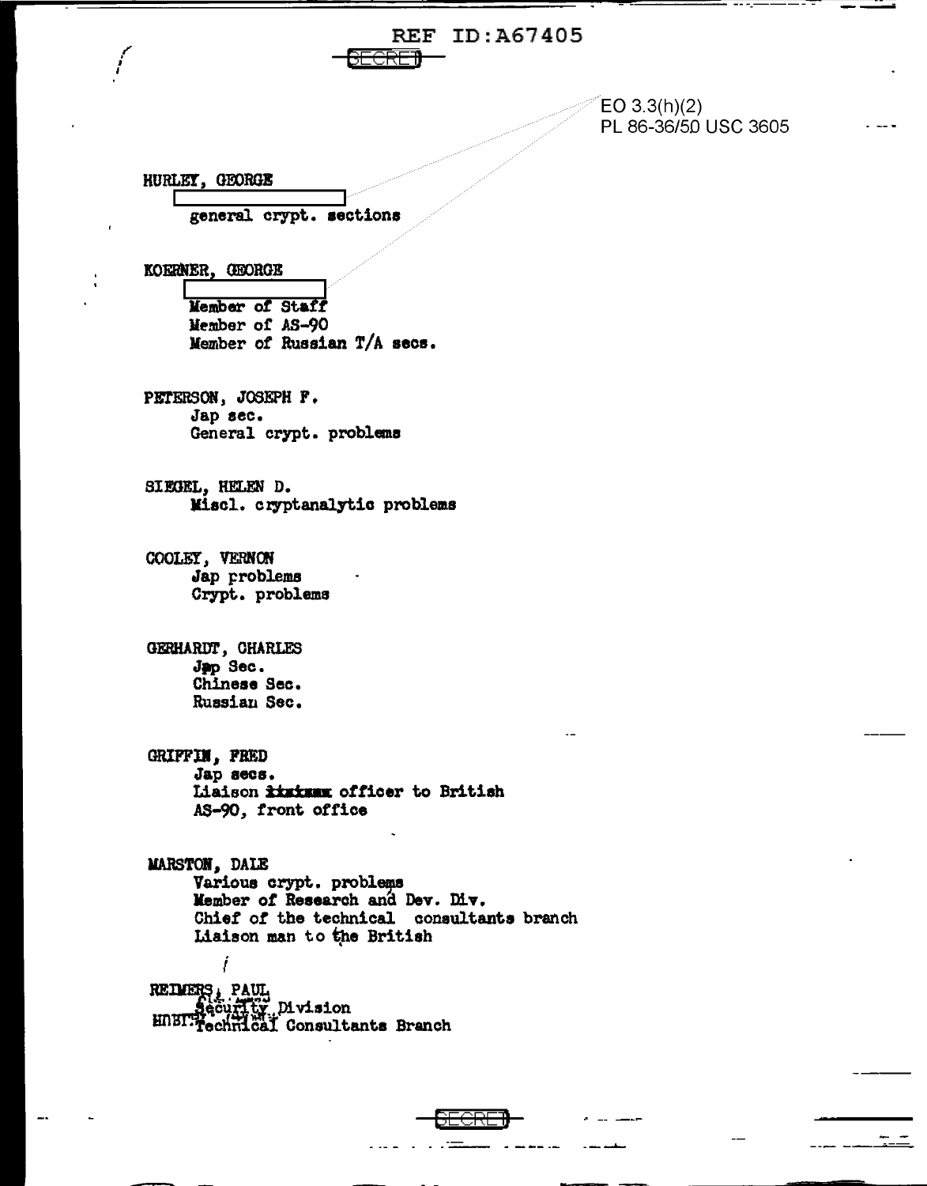REF ID:A67405

SECRET

EO 3.3(h)(2)
PL 86-36/50 USC 3605

HURLEY, GEORGE

general crypt. sections

KOERNER, GEORGE

Member of Staff
Member of AS-90
Member of Russian T/A secs.

PETERSON, JOSEPH F.
Jap sec.
General crypt. problems

SIEGEL, HELEN D.
Miscl. cryptanalytic problems

COOLEY, VERNON
Jap problems
Crypt. problems

GERHARDT, CHARLES
Jap Sec.
Chinese Sec.
Russian Sec.

GRIFFIN, FRED
Jap secs.
Liaison ~~xxxxxx~~ officer to British
AS-90, front office

MARSTON, DALE
Various crypt. problems
Member of Research and Dev. Div.
Chief of the technical consultants branch
Liaison man to the British

REIMERS, PAUL
Security Division
Technical Consultants Branch

SECRET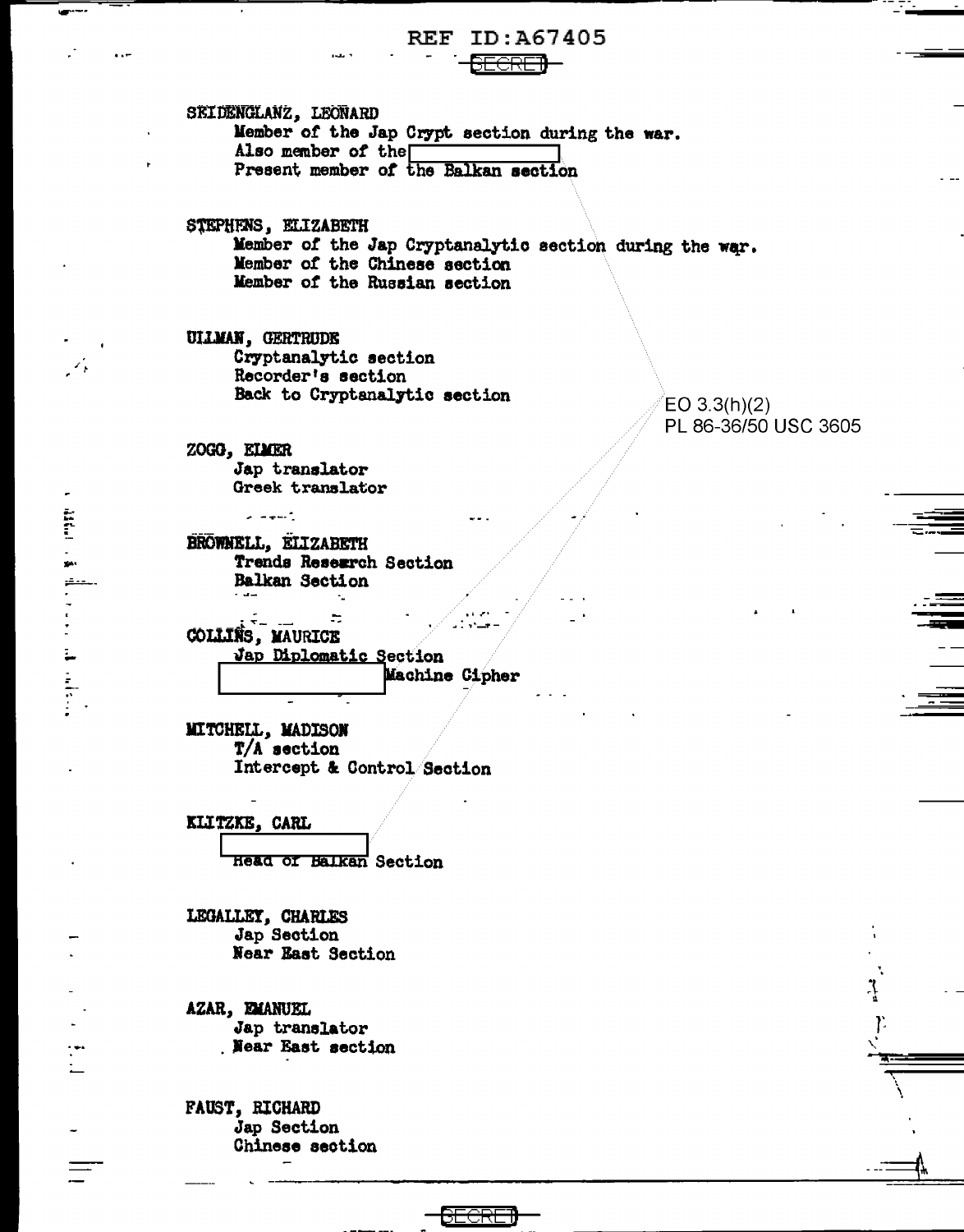REF ID:A67405

SECRET

**SKIDENGLANZ, LEONARD**
Member of the Jap Crypt section during the war.
Also member of the [redacted]
Present member of the Balkan section

**STEPHENS, ELIZABETH**
Member of the Jap Cryptanalytic section during the war.
Member of the Chinese section
Member of the Russian section

**ULLMAN, GERTRUDE**
Cryptanalytic section
Recorder's section
Back to Cryptanalytic section

EO 3.3(h)(2)
PL 86-36/50 USC 3605

**ZOGG, ELMER**
Jap translator
Greek translator

**BROWNELL, ELIZABETH**
Trends Research Section
Balkan Section

**COLLINS, MAURICE**
Jap Diplomatic Section
[redacted] Machine Cipher

**MITCHELL, MADISON**
T/A section
Intercept & Control Section

**KLITZKE, CARL**
[redacted]
Head of Balkan Section

**LEGALLEY, CHARLES**
Jap Section
Near East Section

**AZAR, EMANUEL**
Jap translator
Near East section

**FAUST, RICHARD**
Jap Section
Chinese section

SECRET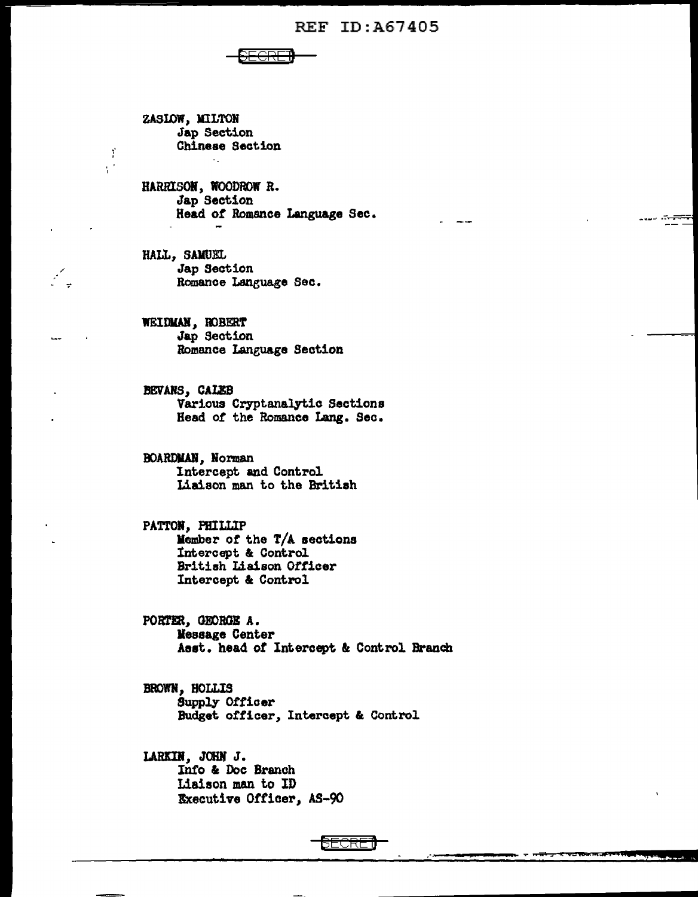SECRET

ZASLOW, MILTON
Jap Section
Chinese Section

HARRISON, WOODROW R.
Jap Section
Head of Romance Language Sec.

HALL, SAMUEL
Jap Section
Romance Language Sec.

WEIDMAN, ROBERT
Jap Section
Romance Language Section

BEVANS, CALEB
Various Cryptanalytic Sections
Head of the Romance Lang. Sec.

BOARDMAN, Norman
Intercept and Control
Liaison man to the British

PATTON, PHILLIP
Member of the T/A sections
Intercept & Control
British Liaison Officer
Intercept & Control

PORTER, GEORGE A.
Message Center
Asst. head of Intercept & Control Branch

BROWN, HOLLIS
Supply Officer
Budget officer, Intercept & Control

LARKIN, JOHN J.
Info & Doc Branch
Liaison man to ID
Executive Officer, AS-90

SECRET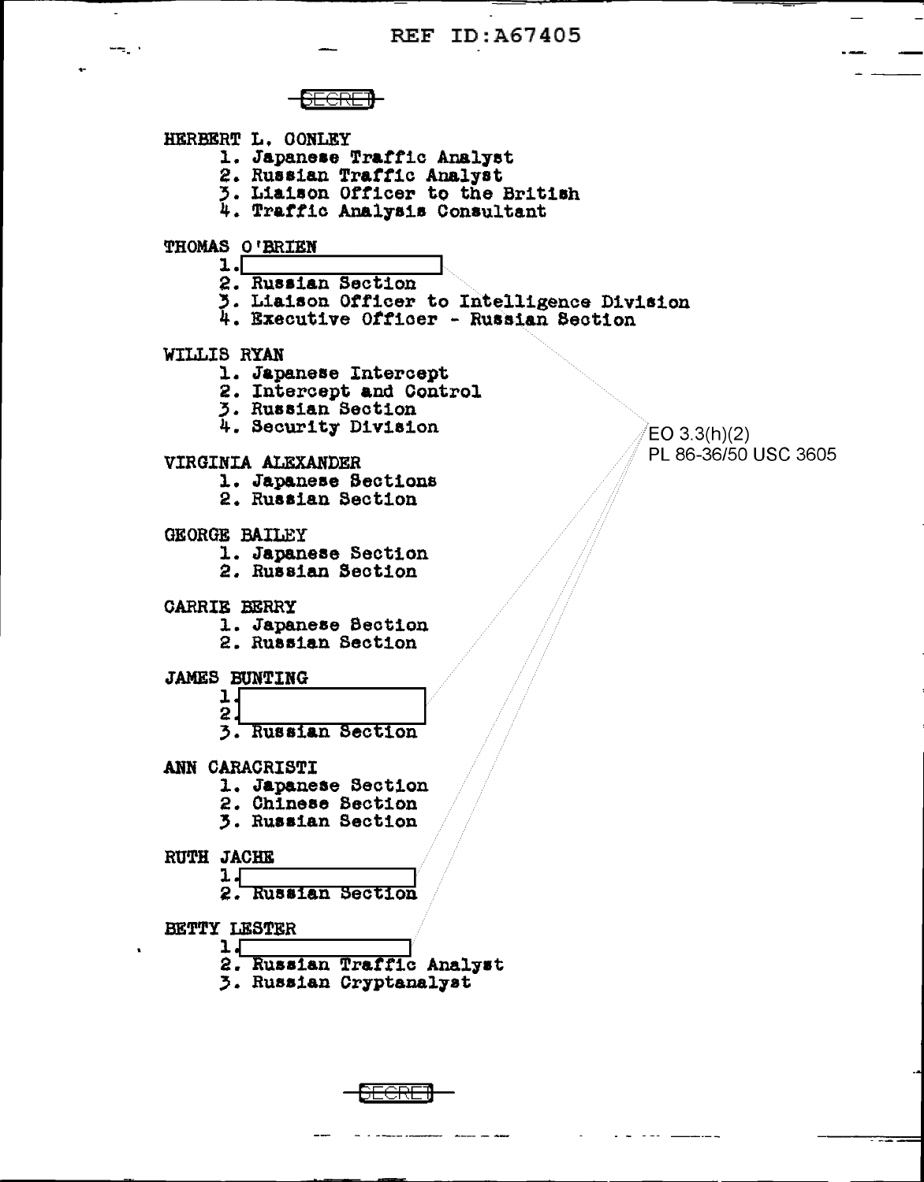SECRET

HERBERT L. CONLEY
1. Japanese Traffic Analyst
2. Russian Traffic Analyst
3. Liaison Officer to the British
4. Traffic Analysis Consultant

THOMAS O'BRIEN
1. [redacted]
2. Russian Section
3. Liaison Officer to Intelligence Division
4. Executive Officer - Russian Section

WILLIS RYAN
1. Japanese Intercept
2. Intercept and Control
3. Russian Section
4. Security Division

EO 3.3(h)(2)
PL 86-36/50 USC 3605

VIRGINIA ALEXANDER
1. Japanese Sections
2. Russian Section

GEORGE BAILEY
1. Japanese Section
2. Russian Section

CARRIE BERRY
1. Japanese Section
2. Russian Section

JAMES BUNTING
1. [redacted]
2. [redacted]
3. Russian Section

ANN CARACRISTI
1. Japanese Section
2. Chinese Section
3. Russian Section

RUTH JACHE
1. [redacted]
2. Russian Section

BETTY LESTER
1. [redacted]
2. Russian Traffic Analyst
3. Russian Cryptanalyst

SECRET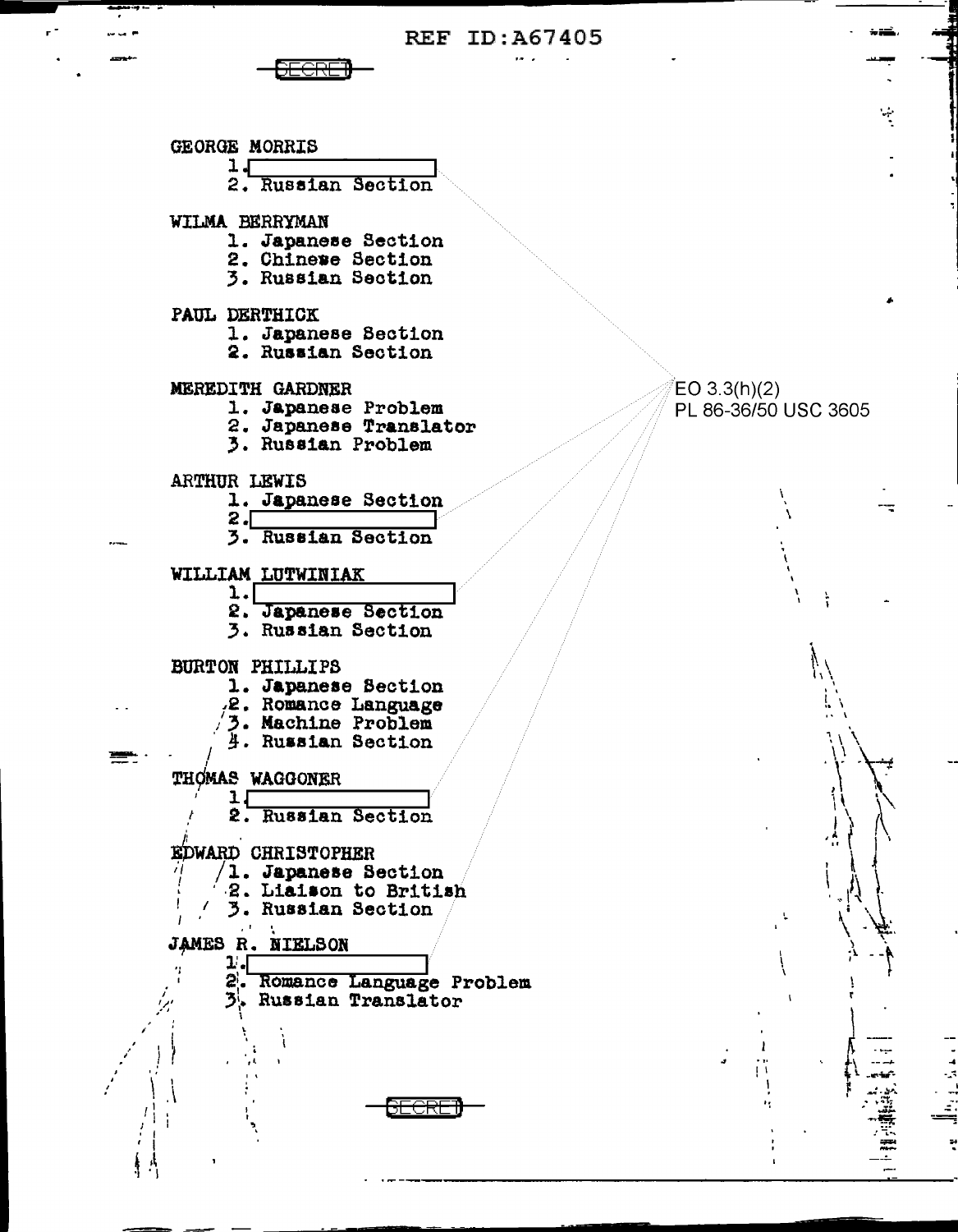SECRET

GEORGE MORRIS

1. [REDACTED]
2. Russian Section

WILMA BERRYMAN

1. Japanese Section
2. Chinese Section
3. Russian Section

PAUL DERTHICK

1. Japanese Section
2. Russian Section

MEREDITH GARDNER

1. Japanese Problem
2. Japanese Translator
3. Russian Problem

ARTHUR LEWIS

1. Japanese Section
2. [REDACTED]
3. Russian Section

WILLIAM LUTWINIAK

1. [REDACTED]
2. Japanese Section
3. Russian Section

BURTON PHILLIPS

1. Japanese Section
2. Romance Language
3. Machine Problem
4. Russian Section

THOMAS WAGGONER

1. [REDACTED]
2. Russian Section

EDWARD CHRISTOPHER

1. Japanese Section
2. Liaison to British
3. Russian Section

JAMES R. NIELSON

1. [REDACTED]
2. Romance Language Problem
3. Russian Translator

EO 3.3(h)(2)
PL 86-36/50 USC 3605

SECRET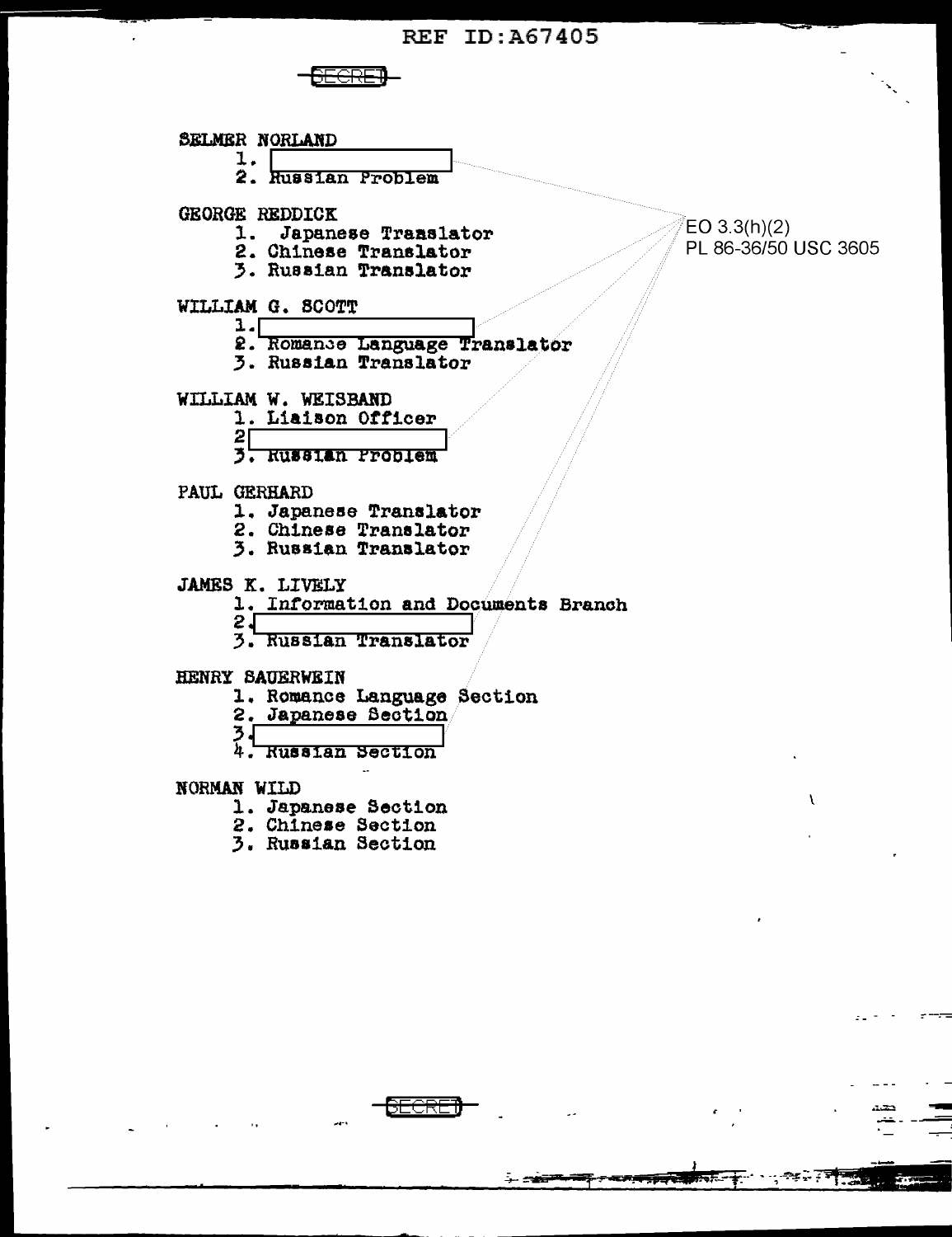SECRET

SELMER NORLAND

1. [redacted]
2. Russian Problem

GEORGE REDDICK

1. Japanese Translator
2. Chinese Translator
3. Russian Translator

EO 3.3(h)(2)
PL 86-36/50 USC 3605

WILLIAM G. SCOTT

1. [redacted]
2. Romance Language Translator
3. Russian Translator

WILLIAM W. WEISBAND

1. Liaison Officer
2. [redacted]
3. Russian Problem

PAUL GERHARD

1. Japanese Translator
2. Chinese Translator
3. Russian Translator

JAMES K. LIVELY

1. Information and Documents Branch
2. [redacted]
3. Russian Translator

HENRY SAUERWEIN

1. Romance Language Section
2. Japanese Section
3. [redacted]
4. Russian Section

NORMAN WILD

1. Japanese Section
2. Chinese Section
3. Russian Section

SECRET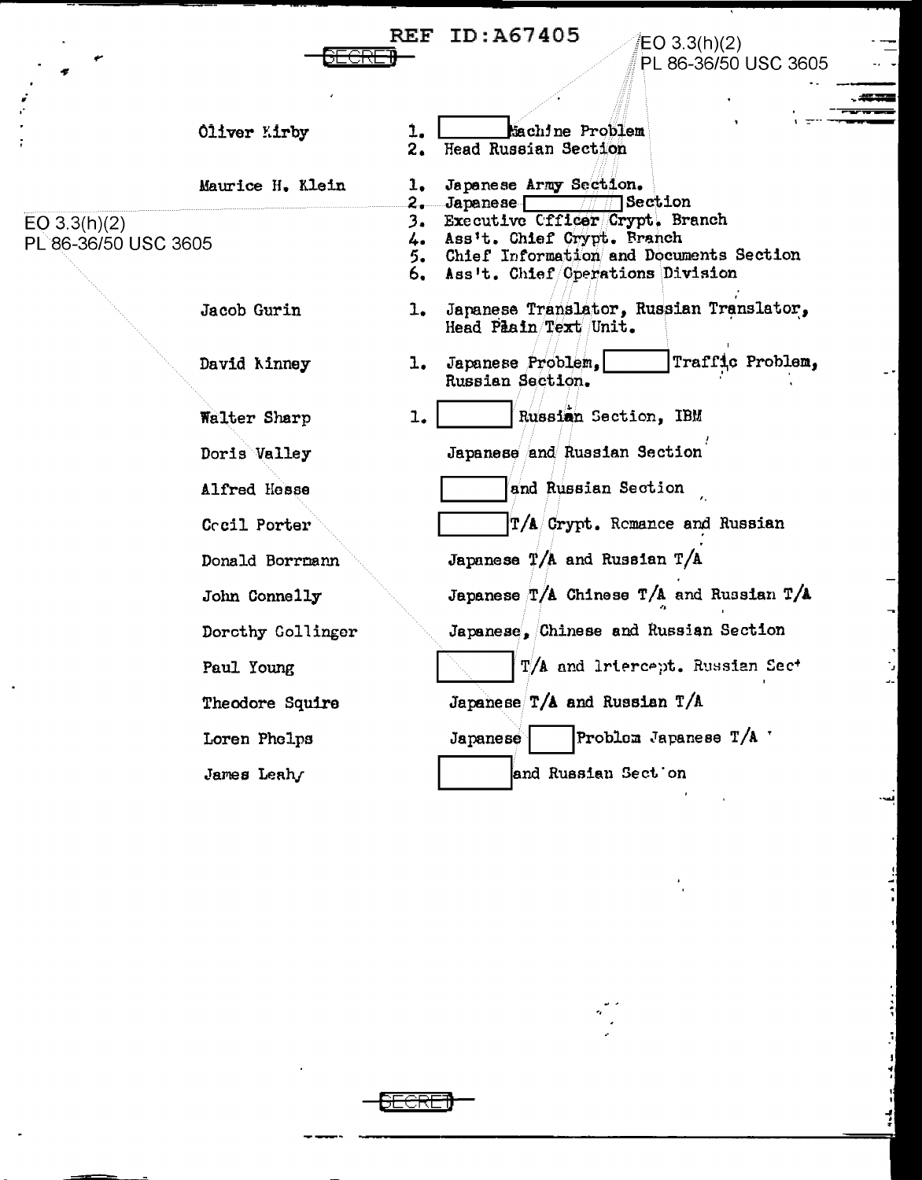REF ID:A67405

SECRET

EO 3.3(h)(2)
PL 86-36/50 USC 3605

| | |
|---|---|
| Oliver Kirby | 1. [redacted] Machine Problem<br>2. Head Russian Section |
| Maurice H. Klein | 1. Japanese Army Section.<br>2. Japanese [redacted] Section<br>3. Executive Officer Crypt. Branch<br>4. Ass't. Chief Crypt. Branch<br>5. Chief Information and Documents Section<br>6. Ass't. Chief Operations Division |
| Jacob Gurin | 1. Japanese Translator, Russian Translator, Head Plain Text Unit. |
| David Kinney | 1. Japanese Problem, [redacted] Traffic Problem, Russian Section. |
| Walter Sharp | 1. [redacted] Russian Section, IBM |
| Doris Valley | Japanese and Russian Section |
| Alfred Hesse | [redacted] and Russian Section |
| Cecil Porter | [redacted] T/A Crypt. Romance and Russian |
| Donald Borrmann | Japanese T/A and Russian T/A |
| John Connelly | Japanese T/A Chinese T/A and Russian T/A |
| Dorothy Gollinger | Japanese, Chinese and Russian Section |
| Paul Young | [redacted] T/A and Intercept. Russian Sect |
| Theodore Squire | Japanese T/A and Russian T/A |
| Loren Phelps | Japanese [redacted] Problem Japanese T/A |
| James Leahy | [redacted] and Russian Section |

SECRET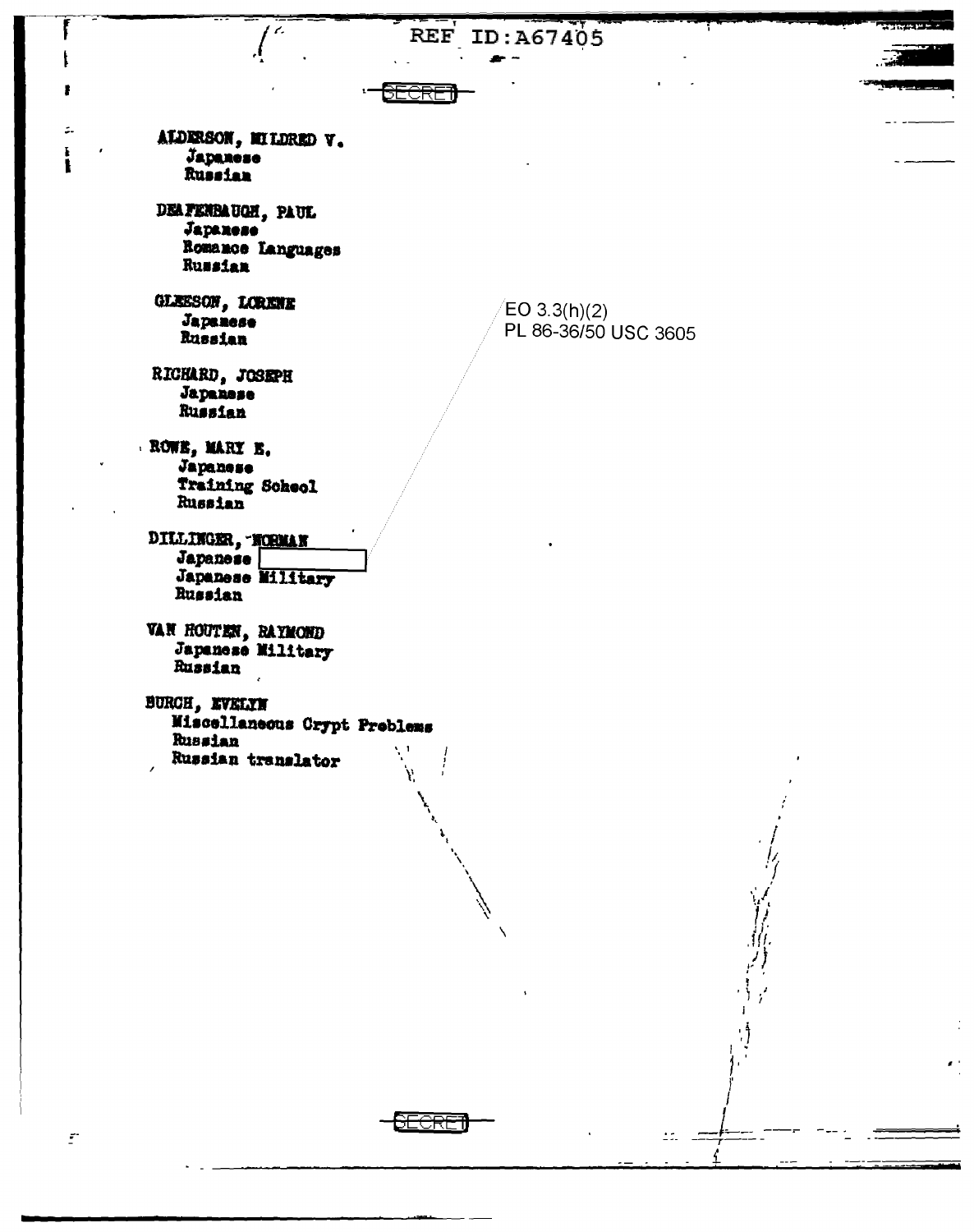REF ID:A67405

SECRET

**ALDERSON, MILDRED V.**
- Japanese
- Russian

**DEAFENBAUGH, PAUL**
- Japanese
- Romance Languages
- Russian

**GLEESON, LORENE**
- Japanese
- Russian

**RICHARD, JOSEPH**
- Japanese
- Russian

**ROWE, MARY E.**
- Japanese
- Training School
- Russian

**DILLINGER, NORMAN**
- Japanese [REDACTED]
- Japanese Military
- Russian

EO 3.3(h)(2)
PL 86-36/50 USC 3605

**VAN HOUTEN, RAYMOND**
- Japanese Military
- Russian

**BURCH, EVELYN**
- Miscellaneous Crypt Problems
- Russian
- Russian translator

SECRET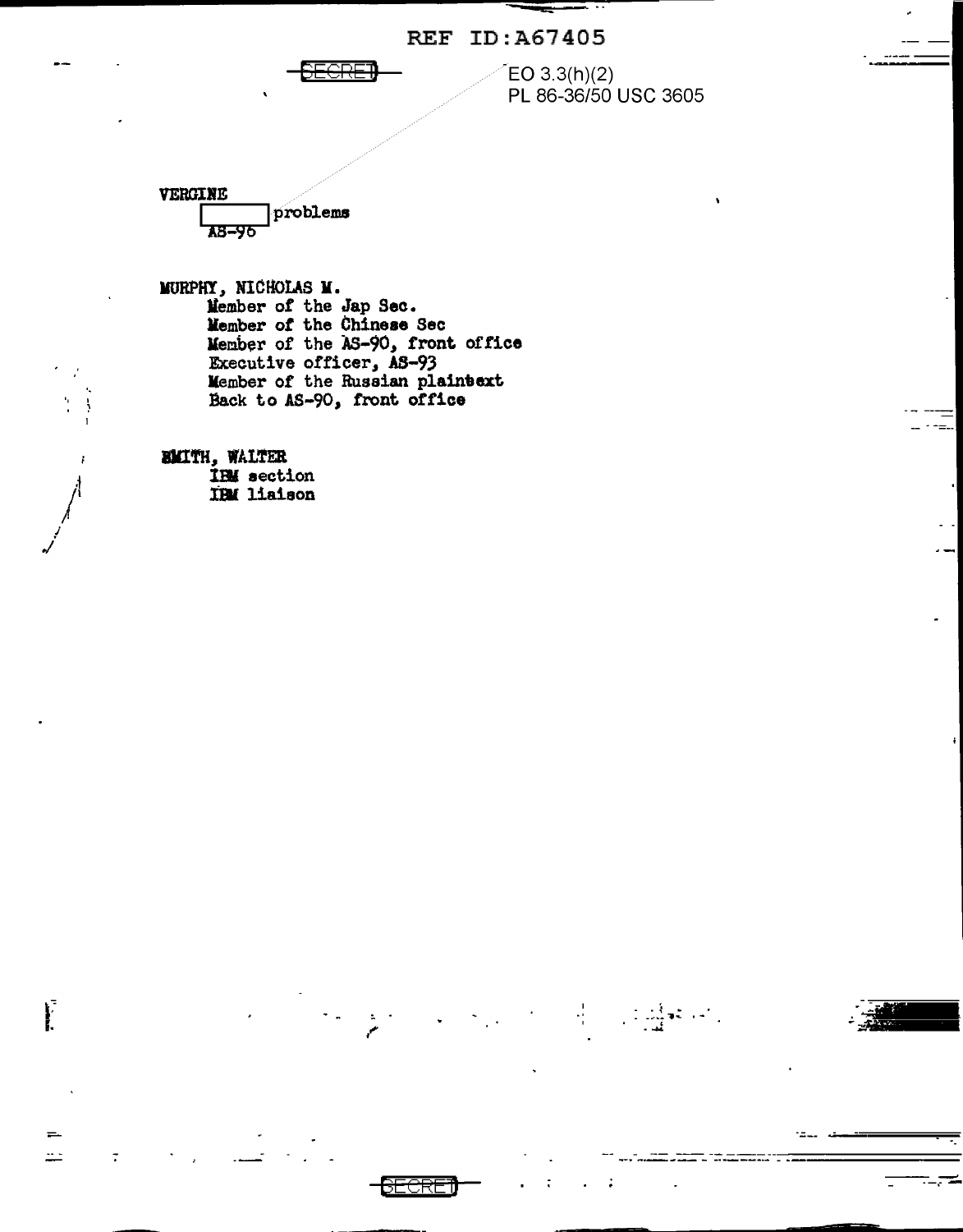REF ID:A67405

SECRET

EO 3.3(h)(2)
PL 86-36/50 USC 3605

VERGINE
[ ] problems
AS-96

MURPHY, NICHOLAS M.
Member of the Jap Sec.
Member of the Chinese Sec
Member of the AS-90, front office
Executive officer, AS-93
Member of the Russian plaintext
Back to AS-90, front office

SMITH, WALTER
IBM section
IBM liaison

SECRET